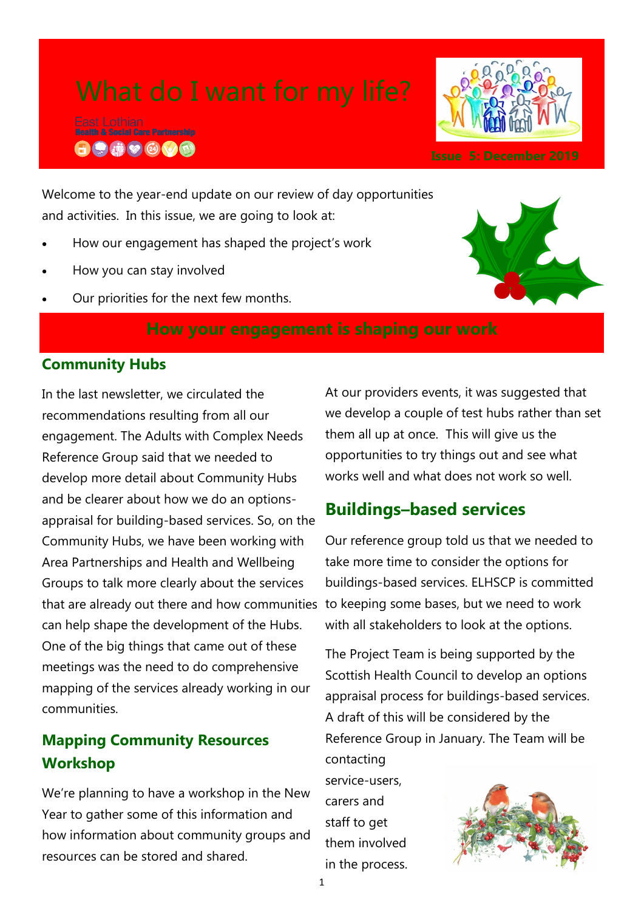# What do I want for my life?

East Lothian
Health & Social Care Partnership

Issue 5: December 2019

Welcome to the year-end update on our review of day opportunities and activities. In this issue, we are going to look at:

- How our engagement has shaped the project's work
- How you can stay involved
- Our priorities for the next few months.

## How your engagement is shaping our work

### Community Hubs

In the last newsletter, we circulated the recommendations resulting from all our engagement. The Adults with Complex Needs Reference Group said that we needed to develop more detail about Community Hubs and be clearer about how we do an options-appraisal for building-based services. So, on the Community Hubs, we have been working with Area Partnerships and Health and Wellbeing Groups to talk more clearly about the services that are already out there and how communities can help shape the development of the Hubs. One of the big things that came out of these meetings was the need to do comprehensive mapping of the services already working in our communities.

### Mapping Community Resources Workshop

We're planning to have a workshop in the New Year to gather some of this information and how information about community groups and resources can be stored and shared.

At our providers events, it was suggested that we develop a couple of test hubs rather than set them all up at once. This will give us the opportunities to try things out and see what works well and what does not work so well.

## Buildings–based services

Our reference group told us that we needed to take more time to consider the options for buildings-based services. ELHSCP is committed to keeping some bases, but we need to work with all stakeholders to look at the options.

The Project Team is being supported by the Scottish Health Council to develop an options appraisal process for buildings-based services. A draft of this will be considered by the Reference Group in January. The Team will be contacting service-users, carers and staff to get them involved in the process.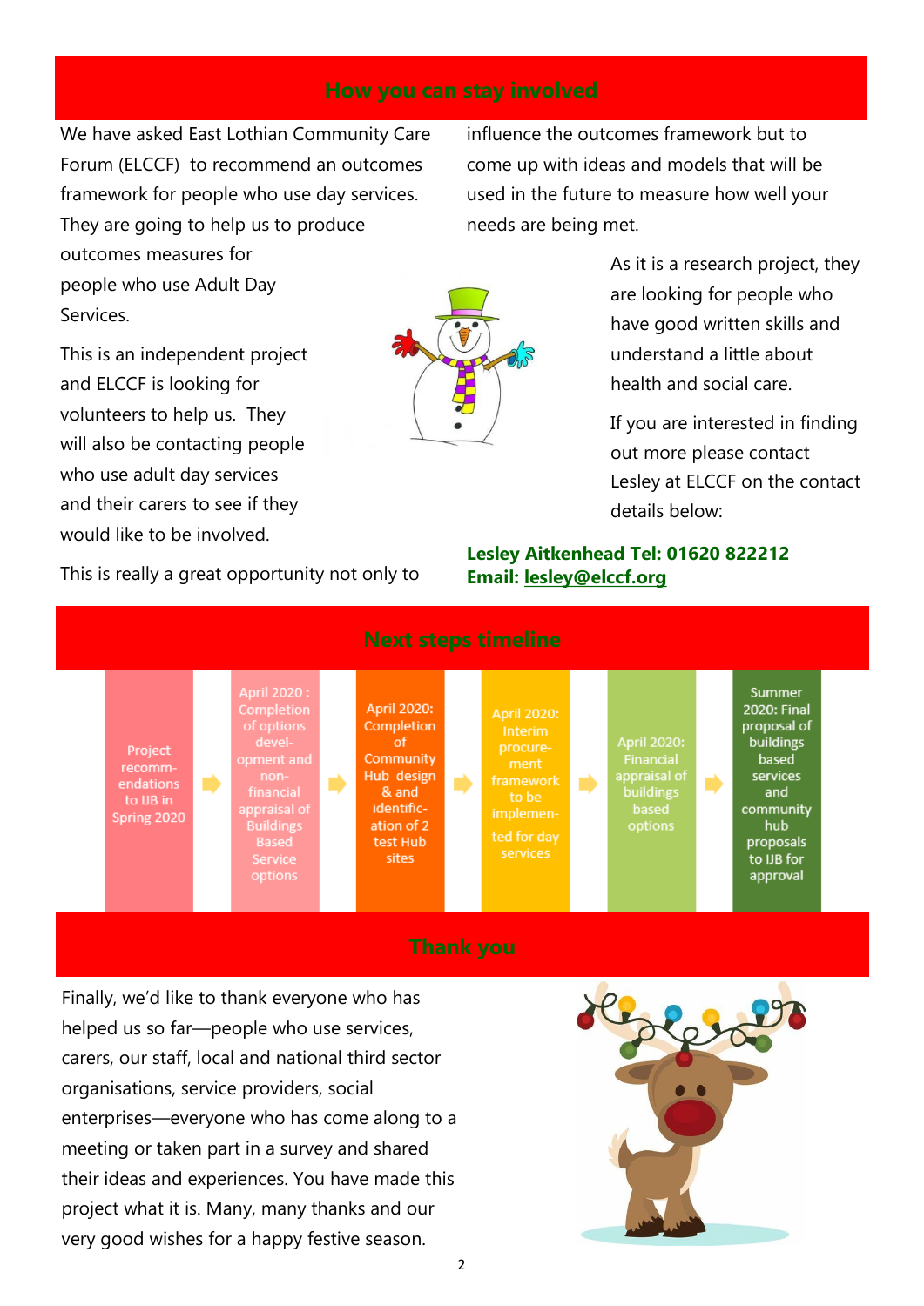## How you can stay involved

We have asked East Lothian Community Care Forum (ELCCF) to recommend an outcomes framework for people who use day services. They are going to help us to produce outcomes measures for people who use Adult Day Services.

This is an independent project and ELCCF is looking for volunteers to help us. They will also be contacting people who use adult day services and their carers to see if they would like to be involved.

This is really a great opportunity not only to influence the outcomes framework but to come up with ideas and models that will be used in the future to measure how well your needs are being met.

As it is a research project, they are looking for people who have good written skills and understand a little about health and social care.

If you are interested in finding out more please contact Lesley at ELCCF on the contact details below:

**Lesley Aitkenhead Tel: 01620 822212**
**Email: lesley@elccf.org**

## Next steps timeline

Project recommendations to IJB in Spring 2020

April 2020 : Completion of options development and non-financial appraisal of Buildings Based Service options

April 2020: Completion of Community Hub design & and identification of 2 test Hub sites

April 2020: Interim procurement framework to be implemented for day services

April 2020: Financial appraisal of buildings based options

Summer 2020: Final proposal of buildings based services and community hub proposals to IJB for approval

## Thank you

Finally, we'd like to thank everyone who has helped us so far—people who use services, carers, our staff, local and national third sector organisations, service providers, social enterprises—everyone who has come along to a meeting or taken part in a survey and shared their ideas and experiences. You have made this project what it is. Many, many thanks and our very good wishes for a happy festive season.